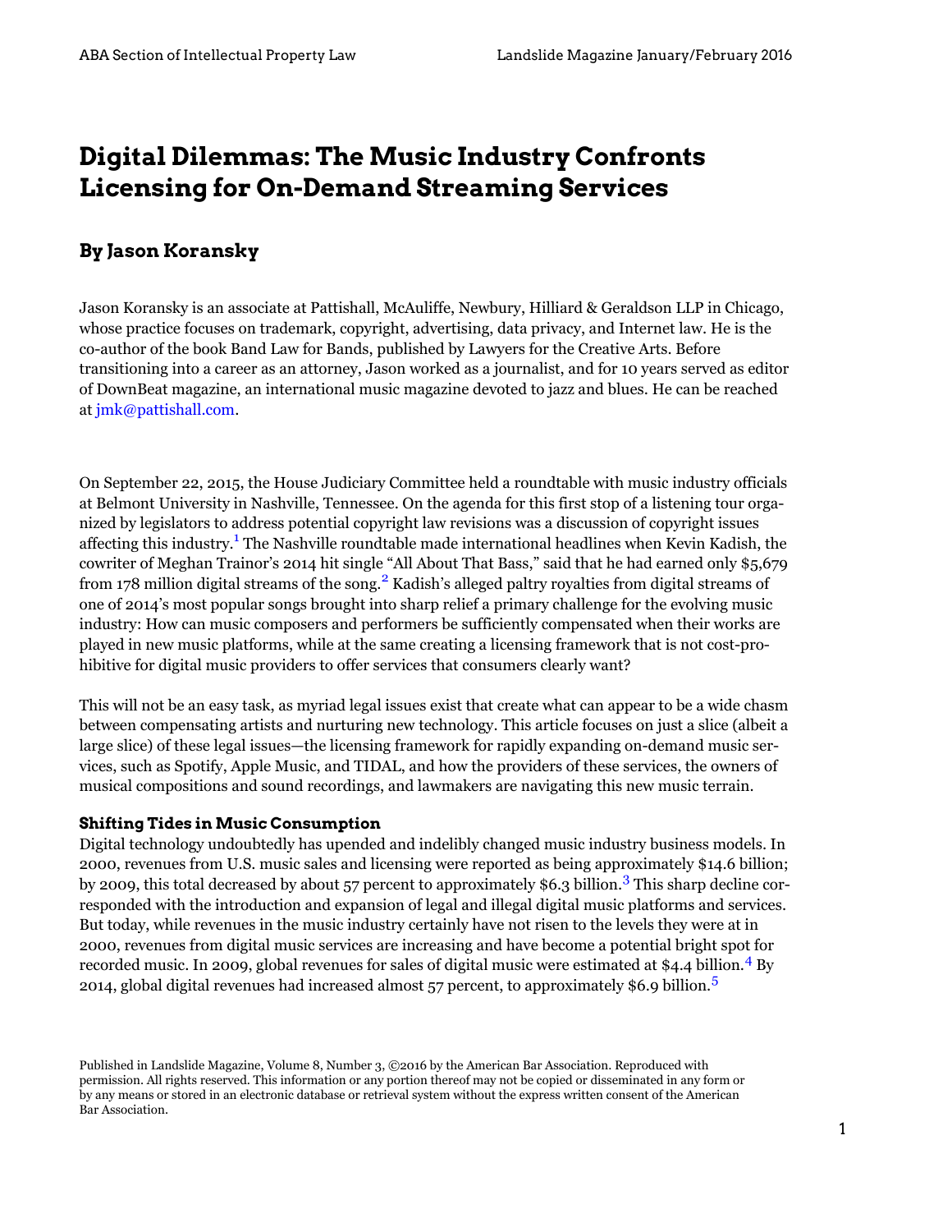# Digital Dilemmas: The Music Industry Confronts Licensing for On-Demand Streaming Services

## By Jason Koransky

Jason Koransky is an associate at Pattishall, McAuliffe, Newbury, Hilliard & Geraldson LLP in Chicago, whose practice focuses on trademark, copyright, advertising, data privacy, and Internet law. He is the co-author of the book Band Law for Bands, published by Lawyers for the Creative Arts. Before transitioning into a career as an attorney, Jason worked as a journalist, and for 10 years served as editor of DownBeat magazine, an international music magazine devoted to jazz and blues. He can be reached at jmk@pattishall.com.

On September 22, 2015, the House Judiciary Committee held a roundtable with music industry officials at Belmont University in Nashville, Tennessee. On the agenda for this first stop of a listening tour organized by legislators to address potential copyright law revisions was a discussion of copyright issues affecting this industry.[1] The Nashville roundtable made international headlines when Kevin Kadish, the cowriter of Meghan Trainor's 2014 hit single "All About That Bass," said that he had earned only $5,679 from 178 million digital streams of the song.[2] Kadish's alleged paltry royalties from digital streams of one of 2014's most popular songs brought into sharp relief a primary challenge for the evolving music industry: How can music composers and performers be sufficiently compensated when their works are played in new music platforms, while at the same creating a licensing framework that is not cost-prohibitive for digital music providers to offer services that consumers clearly want?

This will not be an easy task, as myriad legal issues exist that create what can appear to be a wide chasm between compensating artists and nurturing new technology. This article focuses on just a slice (albeit a large slice) of these legal issues—the licensing framework for rapidly expanding on-demand music services, such as Spotify, Apple Music, and TIDAL, and how the providers of these services, the owners of musical compositions and sound recordings, and lawmakers are navigating this new music terrain.

### Shifting Tides in Music Consumption

Digital technology undoubtedly has upended and indelibly changed music industry business models. In 2000, revenues from U.S. music sales and licensing were reported as being approximately $14.6 billion; by 2009, this total decreased by about 57 percent to approximately $6.3 billion.[3] This sharp decline corresponded with the introduction and expansion of legal and illegal digital music platforms and services. But today, while revenues in the music industry certainly have not risen to the levels they were at in 2000, revenues from digital music services are increasing and have become a potential bright spot for recorded music. In 2009, global revenues for sales of digital music were estimated at $4.4 billion.[4] By 2014, global digital revenues had increased almost 57 percent, to approximately $6.9 billion.[5]

Published in Landslide Magazine, Volume 8, Number 3, ©2016 by the American Bar Association. Reproduced with permission. All rights reserved. This information or any portion thereof may not be copied or disseminated in any form or by any means or stored in an electronic database or retrieval system without the express written consent of the American Bar Association.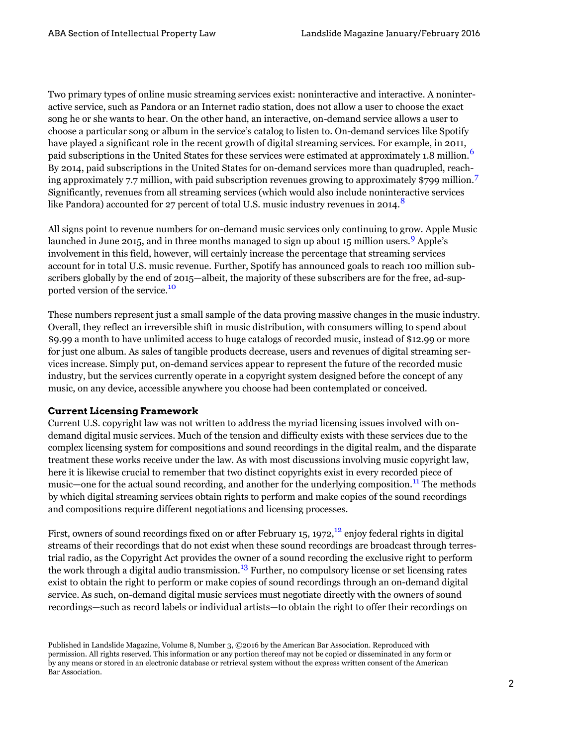Two primary types of online music streaming services exist: noninteractive and interactive. A noninteractive service, such as Pandora or an Internet radio station, does not allow a user to choose the exact song he or she wants to hear. On the other hand, an interactive, on-demand service allows a user to choose a particular song or album in the service's catalog to listen to. On-demand services like Spotify have played a significant role in the recent growth of digital streaming services. For example, in 2011, paid subscriptions in the United States for these services were estimated at approximately 1.8 million.[6] By 2014, paid subscriptions in the United States for on-demand services more than quadrupled, reaching approximately 7.7 million, with paid subscription revenues growing to approximately $799 million.[7] Significantly, revenues from all streaming services (which would also include noninteractive services like Pandora) accounted for 27 percent of total U.S. music industry revenues in 2014.[8]

All signs point to revenue numbers for on-demand music services only continuing to grow. Apple Music launched in June 2015, and in three months managed to sign up about 15 million users.[9] Apple's involvement in this field, however, will certainly increase the percentage that streaming services account for in total U.S. music revenue. Further, Spotify has announced goals to reach 100 million subscribers globally by the end of 2015—albeit, the majority of these subscribers are for the free, ad-supported version of the service.[10]

These numbers represent just a small sample of the data proving massive changes in the music industry. Overall, they reflect an irreversible shift in music distribution, with consumers willing to spend about $9.99 a month to have unlimited access to huge catalogs of recorded music, instead of $12.99 or more for just one album. As sales of tangible products decrease, users and revenues of digital streaming services increase. Simply put, on-demand services appear to represent the future of the recorded music industry, but the services currently operate in a copyright system designed before the concept of any music, on any device, accessible anywhere you choose had been contemplated or conceived.

### Current Licensing Framework

Current U.S. copyright law was not written to address the myriad licensing issues involved with on-demand digital music services. Much of the tension and difficulty exists with these services due to the complex licensing system for compositions and sound recordings in the digital realm, and the disparate treatment these works receive under the law. As with most discussions involving music copyright law, here it is likewise crucial to remember that two distinct copyrights exist in every recorded piece of music—one for the actual sound recording, and another for the underlying composition.[11] The methods by which digital streaming services obtain rights to perform and make copies of the sound recordings and compositions require different negotiations and licensing processes.

First, owners of sound recordings fixed on or after February 15, 1972,[12] enjoy federal rights in digital streams of their recordings that do not exist when these sound recordings are broadcast through terrestrial radio, as the Copyright Act provides the owner of a sound recording the exclusive right to perform the work through a digital audio transmission.[13] Further, no compulsory license or set licensing rates exist to obtain the right to perform or make copies of sound recordings through an on-demand digital service. As such, on-demand digital music services must negotiate directly with the owners of sound recordings—such as record labels or individual artists—to obtain the right to offer their recordings on

Published in Landslide Magazine, Volume 8, Number 3, ©2016 by the American Bar Association. Reproduced with permission. All rights reserved. This information or any portion thereof may not be copied or disseminated in any form or by any means or stored in an electronic database or retrieval system without the express written consent of the American Bar Association.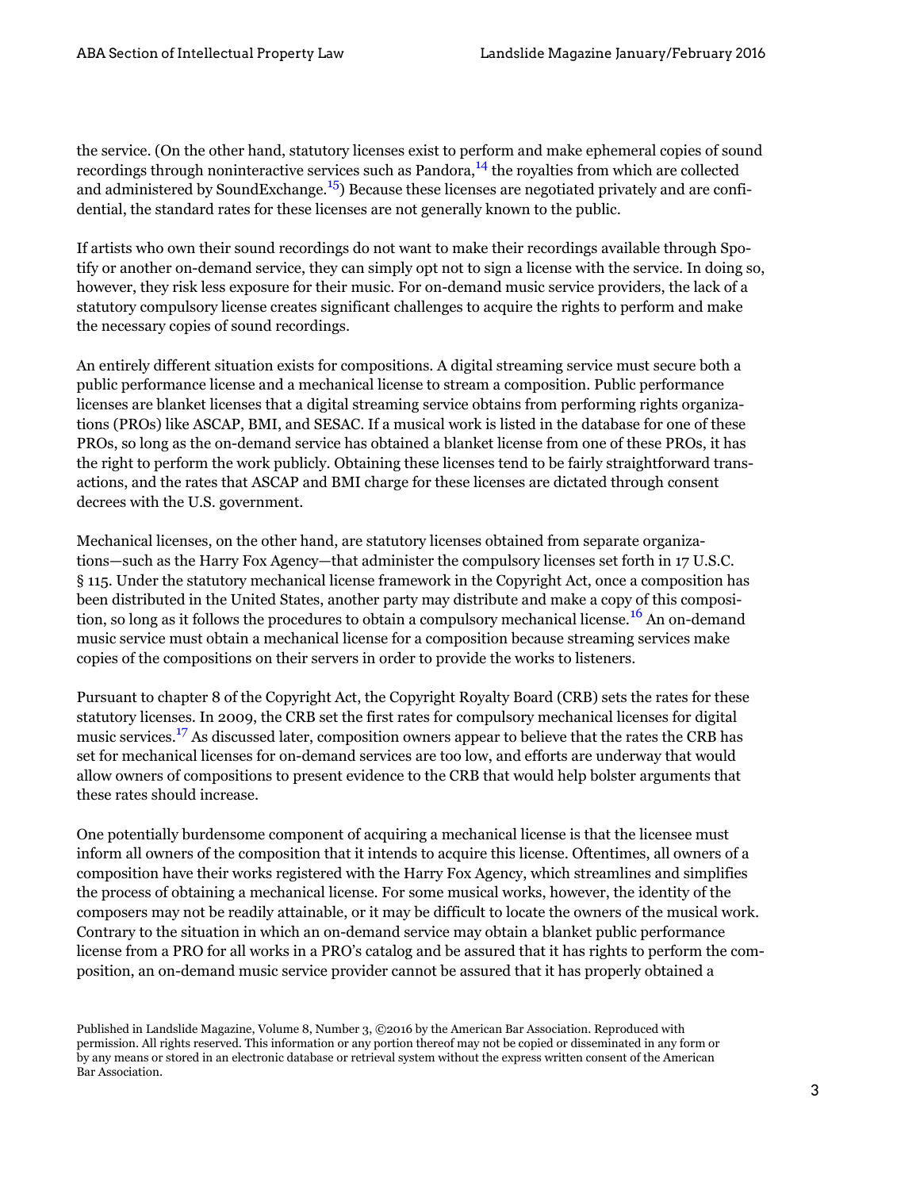the service. (On the other hand, statutory licenses exist to perform and make ephemeral copies of sound recordings through noninteractive services such as Pandora,[14] the royalties from which are collected and administered by SoundExchange.[15]) Because these licenses are negotiated privately and are confidential, the standard rates for these licenses are not generally known to the public.

If artists who own their sound recordings do not want to make their recordings available through Spotify or another on-demand service, they can simply opt not to sign a license with the service. In doing so, however, they risk less exposure for their music. For on-demand music service providers, the lack of a statutory compulsory license creates significant challenges to acquire the rights to perform and make the necessary copies of sound recordings.

An entirely different situation exists for compositions. A digital streaming service must secure both a public performance license and a mechanical license to stream a composition. Public performance licenses are blanket licenses that a digital streaming service obtains from performing rights organizations (PROs) like ASCAP, BMI, and SESAC. If a musical work is listed in the database for one of these PROs, so long as the on-demand service has obtained a blanket license from one of these PROs, it has the right to perform the work publicly. Obtaining these licenses tend to be fairly straightforward transactions, and the rates that ASCAP and BMI charge for these licenses are dictated through consent decrees with the U.S. government.

Mechanical licenses, on the other hand, are statutory licenses obtained from separate organizations—such as the Harry Fox Agency—that administer the compulsory licenses set forth in 17 U.S.C. § 115. Under the statutory mechanical license framework in the Copyright Act, once a composition has been distributed in the United States, another party may distribute and make a copy of this composition, so long as it follows the procedures to obtain a compulsory mechanical license.[16] An on-demand music service must obtain a mechanical license for a composition because streaming services make copies of the compositions on their servers in order to provide the works to listeners.

Pursuant to chapter 8 of the Copyright Act, the Copyright Royalty Board (CRB) sets the rates for these statutory licenses. In 2009, the CRB set the first rates for compulsory mechanical licenses for digital music services.[17] As discussed later, composition owners appear to believe that the rates the CRB has set for mechanical licenses for on-demand services are too low, and efforts are underway that would allow owners of compositions to present evidence to the CRB that would help bolster arguments that these rates should increase.

One potentially burdensome component of acquiring a mechanical license is that the licensee must inform all owners of the composition that it intends to acquire this license. Oftentimes, all owners of a composition have their works registered with the Harry Fox Agency, which streamlines and simplifies the process of obtaining a mechanical license. For some musical works, however, the identity of the composers may not be readily attainable, or it may be difficult to locate the owners of the musical work. Contrary to the situation in which an on-demand service may obtain a blanket public performance license from a PRO for all works in a PRO's catalog and be assured that it has rights to perform the composition, an on-demand music service provider cannot be assured that it has properly obtained a

Published in Landslide Magazine, Volume 8, Number 3, ©2016 by the American Bar Association. Reproduced with permission. All rights reserved. This information or any portion thereof may not be copied or disseminated in any form or by any means or stored in an electronic database or retrieval system without the express written consent of the American Bar Association.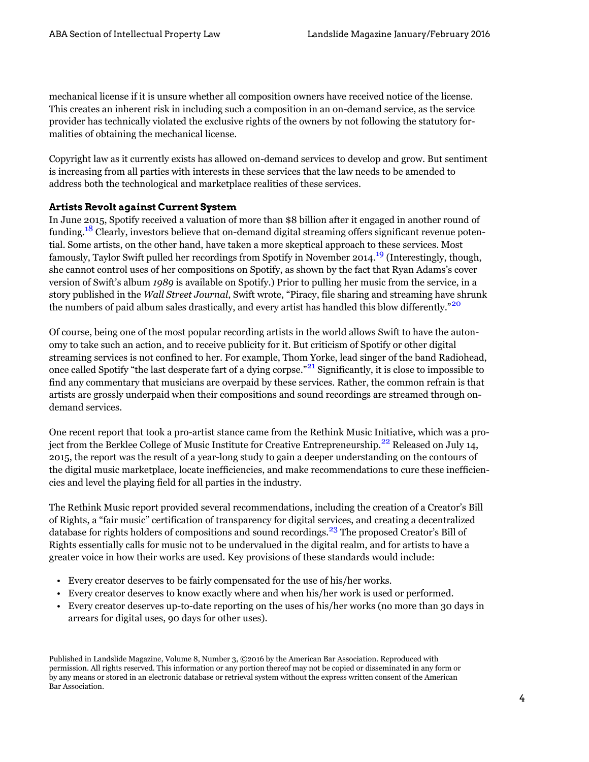mechanical license if it is unsure whether all composition owners have received notice of the license. This creates an inherent risk in including such a composition in an on-demand service, as the service provider has technically violated the exclusive rights of the owners by not following the statutory formalities of obtaining the mechanical license.

Copyright law as it currently exists has allowed on-demand services to develop and grow. But sentiment is increasing from all parties with interests in these services that the law needs to be amended to address both the technological and marketplace realities of these services.

### Artists Revolt against Current System

In June 2015, Spotify received a valuation of more than $8 billion after it engaged in another round of funding.[18] Clearly, investors believe that on-demand digital streaming offers significant revenue potential. Some artists, on the other hand, have taken a more skeptical approach to these services. Most famously, Taylor Swift pulled her recordings from Spotify in November 2014.[19] (Interestingly, though, she cannot control uses of her compositions on Spotify, as shown by the fact that Ryan Adams's cover version of Swift's album *1989* is available on Spotify.) Prior to pulling her music from the service, in a story published in the *Wall Street Journal*, Swift wrote, "Piracy, file sharing and streaming have shrunk the numbers of paid album sales drastically, and every artist has handled this blow differently."[20]

Of course, being one of the most popular recording artists in the world allows Swift to have the autonomy to take such an action, and to receive publicity for it. But criticism of Spotify or other digital streaming services is not confined to her. For example, Thom Yorke, lead singer of the band Radiohead, once called Spotify "the last desperate fart of a dying corpse."[21] Significantly, it is close to impossible to find any commentary that musicians are overpaid by these services. Rather, the common refrain is that artists are grossly underpaid when their compositions and sound recordings are streamed through on-demand services.

One recent report that took a pro-artist stance came from the Rethink Music Initiative, which was a project from the Berklee College of Music Institute for Creative Entrepreneurship.[22] Released on July 14, 2015, the report was the result of a year-long study to gain a deeper understanding on the contours of the digital music marketplace, locate inefficiencies, and make recommendations to cure these inefficiencies and level the playing field for all parties in the industry.

The Rethink Music report provided several recommendations, including the creation of a Creator's Bill of Rights, a "fair music" certification of transparency for digital services, and creating a decentralized database for rights holders of compositions and sound recordings.[23] The proposed Creator's Bill of Rights essentially calls for music not to be undervalued in the digital realm, and for artists to have a greater voice in how their works are used. Key provisions of these standards would include:

- Every creator deserves to be fairly compensated for the use of his/her works.
- Every creator deserves to know exactly where and when his/her work is used or performed.
- Every creator deserves up-to-date reporting on the uses of his/her works (no more than 30 days in arrears for digital uses, 90 days for other uses).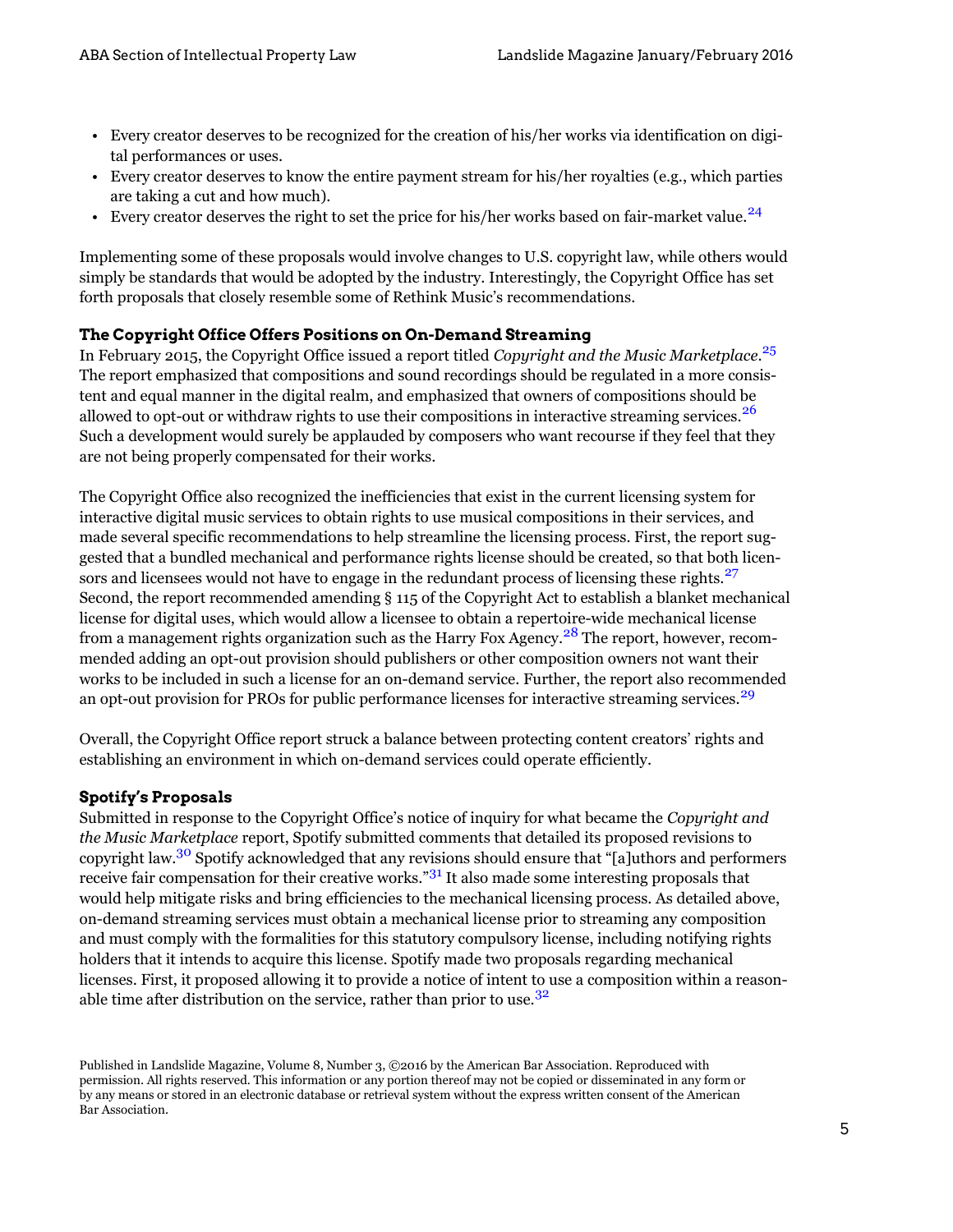- Every creator deserves to be recognized for the creation of his/her works via identification on digital performances or uses.
- Every creator deserves to know the entire payment stream for his/her royalties (e.g., which parties are taking a cut and how much).
- Every creator deserves the right to set the price for his/her works based on fair-market value.[24]

Implementing some of these proposals would involve changes to U.S. copyright law, while others would simply be standards that would be adopted by the industry. Interestingly, the Copyright Office has set forth proposals that closely resemble some of Rethink Music's recommendations.

### The Copyright Office Offers Positions on On-Demand Streaming

In February 2015, the Copyright Office issued a report titled *Copyright and the Music Marketplace*.[25] The report emphasized that compositions and sound recordings should be regulated in a more consistent and equal manner in the digital realm, and emphasized that owners of compositions should be allowed to opt-out or withdraw rights to use their compositions in interactive streaming services.[26] Such a development would surely be applauded by composers who want recourse if they feel that they are not being properly compensated for their works.

The Copyright Office also recognized the inefficiencies that exist in the current licensing system for interactive digital music services to obtain rights to use musical compositions in their services, and made several specific recommendations to help streamline the licensing process. First, the report suggested that a bundled mechanical and performance rights license should be created, so that both licensors and licensees would not have to engage in the redundant process of licensing these rights.[27] Second, the report recommended amending § 115 of the Copyright Act to establish a blanket mechanical license for digital uses, which would allow a licensee to obtain a repertoire-wide mechanical license from a management rights organization such as the Harry Fox Agency.[28] The report, however, recommended adding an opt-out provision should publishers or other composition owners not want their works to be included in such a license for an on-demand service. Further, the report also recommended an opt-out provision for PROs for public performance licenses for interactive streaming services.[29]

Overall, the Copyright Office report struck a balance between protecting content creators' rights and establishing an environment in which on-demand services could operate efficiently.

### Spotify's Proposals

Submitted in response to the Copyright Office's notice of inquiry for what became the *Copyright and the Music Marketplace* report, Spotify submitted comments that detailed its proposed revisions to copyright law.[30] Spotify acknowledged that any revisions should ensure that "[a]uthors and performers receive fair compensation for their creative works."[31] It also made some interesting proposals that would help mitigate risks and bring efficiencies to the mechanical licensing process. As detailed above, on-demand streaming services must obtain a mechanical license prior to streaming any composition and must comply with the formalities for this statutory compulsory license, including notifying rights holders that it intends to acquire this license. Spotify made two proposals regarding mechanical licenses. First, it proposed allowing it to provide a notice of intent to use a composition within a reasonable time after distribution on the service, rather than prior to use.[32]

Published in Landslide Magazine, Volume 8, Number 3, ©2016 by the American Bar Association. Reproduced with permission. All rights reserved. This information or any portion thereof may not be copied or disseminated in any form or by any means or stored in an electronic database or retrieval system without the express written consent of the American Bar Association.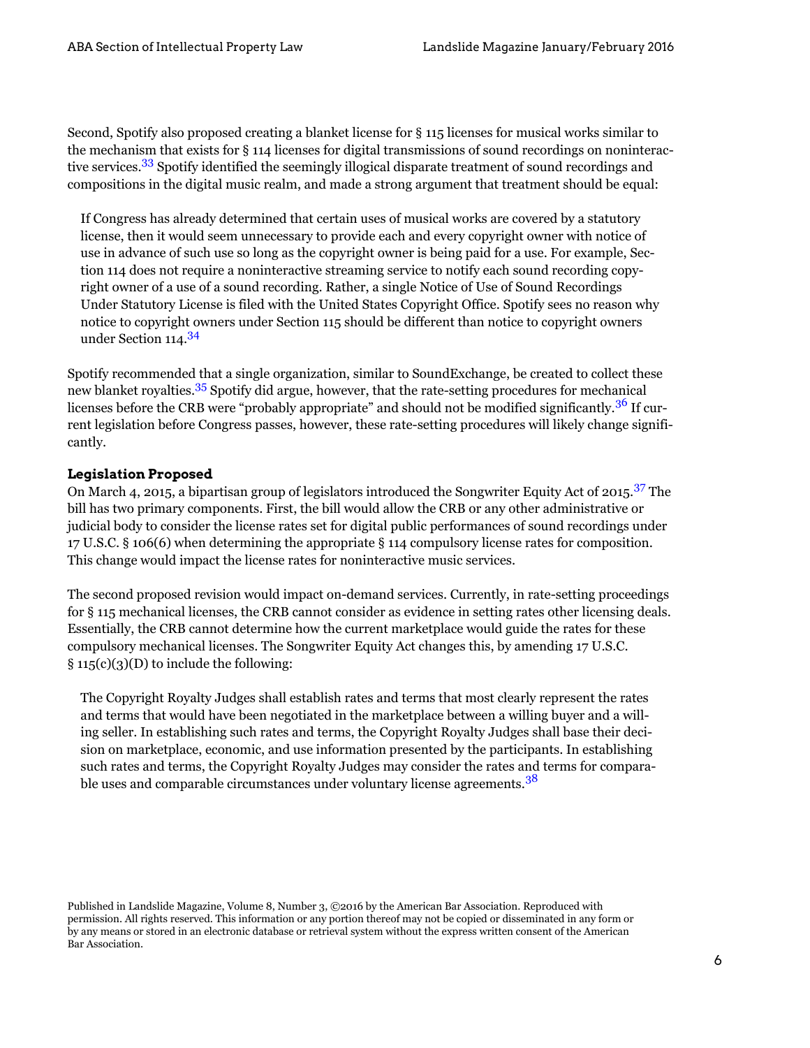Second, Spotify also proposed creating a blanket license for § 115 licenses for musical works similar to the mechanism that exists for § 114 licenses for digital transmissions of sound recordings on noninteractive services.[33] Spotify identified the seemingly illogical disparate treatment of sound recordings and compositions in the digital music realm, and made a strong argument that treatment should be equal:

> If Congress has already determined that certain uses of musical works are covered by a statutory license, then it would seem unnecessary to provide each and every copyright owner with notice of use in advance of such use so long as the copyright owner is being paid for a use. For example, Section 114 does not require a noninteractive streaming service to notify each sound recording copyright owner of a use of a sound recording. Rather, a single Notice of Use of Sound Recordings Under Statutory License is filed with the United States Copyright Office. Spotify sees no reason why notice to copyright owners under Section 115 should be different than notice to copyright owners under Section 114.[34]

Spotify recommended that a single organization, similar to SoundExchange, be created to collect these new blanket royalties.[35] Spotify did argue, however, that the rate-setting procedures for mechanical licenses before the CRB were "probably appropriate" and should not be modified significantly.[36] If current legislation before Congress passes, however, these rate-setting procedures will likely change significantly.

### Legislation Proposed

On March 4, 2015, a bipartisan group of legislators introduced the Songwriter Equity Act of 2015.[37] The bill has two primary components. First, the bill would allow the CRB or any other administrative or judicial body to consider the license rates set for digital public performances of sound recordings under 17 U.S.C. § 106(6) when determining the appropriate § 114 compulsory license rates for composition. This change would impact the license rates for noninteractive music services.

The second proposed revision would impact on-demand services. Currently, in rate-setting proceedings for § 115 mechanical licenses, the CRB cannot consider as evidence in setting rates other licensing deals. Essentially, the CRB cannot determine how the current marketplace would guide the rates for these compulsory mechanical licenses. The Songwriter Equity Act changes this, by amending 17 U.S.C. § 115(c)(3)(D) to include the following:

> The Copyright Royalty Judges shall establish rates and terms that most clearly represent the rates and terms that would have been negotiated in the marketplace between a willing buyer and a willing seller. In establishing such rates and terms, the Copyright Royalty Judges shall base their decision on marketplace, economic, and use information presented by the participants. In establishing such rates and terms, the Copyright Royalty Judges may consider the rates and terms for comparable uses and comparable circumstances under voluntary license agreements.[38]

Published in Landslide Magazine, Volume 8, Number 3, ©2016 by the American Bar Association. Reproduced with permission. All rights reserved. This information or any portion thereof may not be copied or disseminated in any form or by any means or stored in an electronic database or retrieval system without the express written consent of the American Bar Association.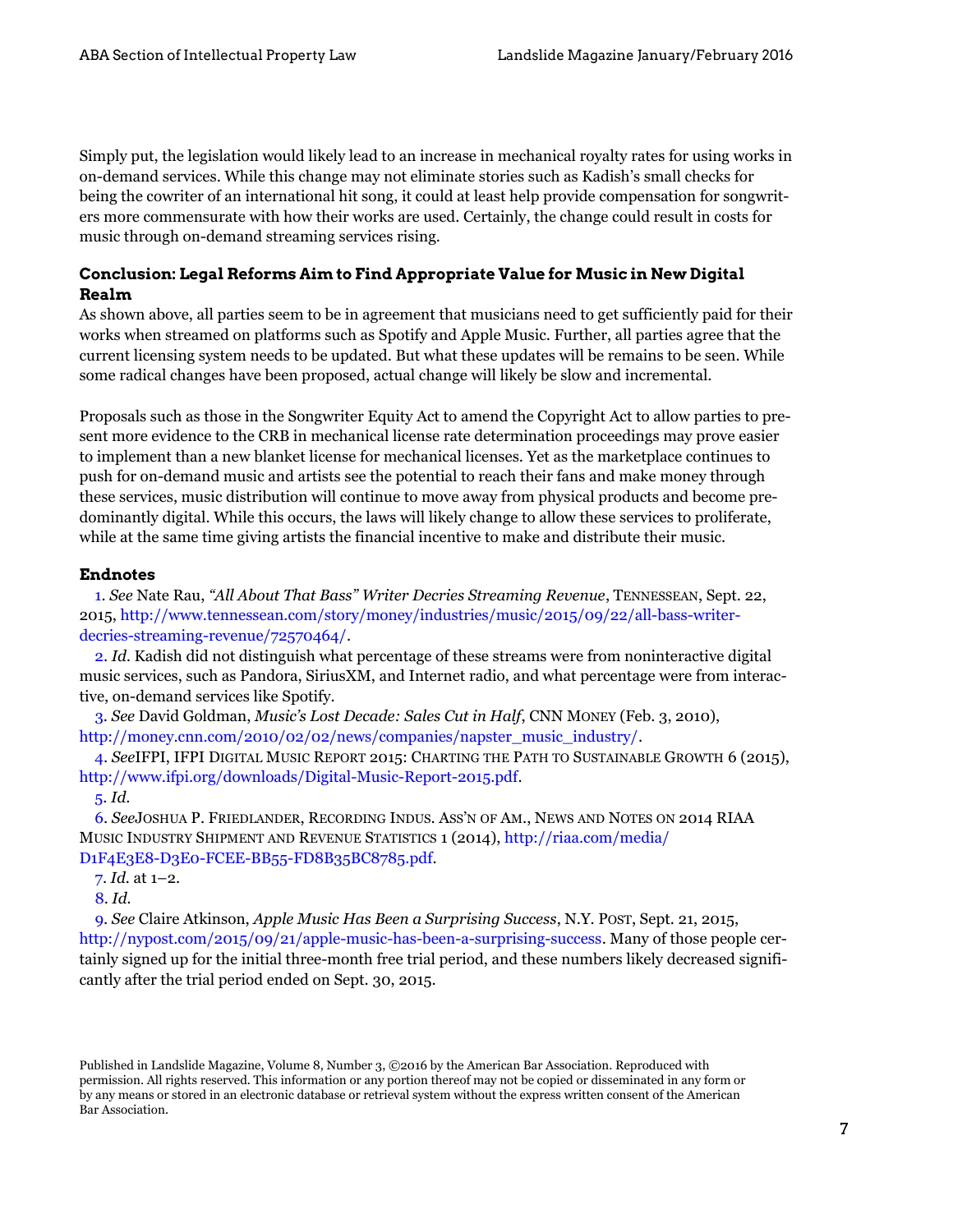Simply put, the legislation would likely lead to an increase in mechanical royalty rates for using works in on-demand services. While this change may not eliminate stories such as Kadish's small checks for being the cowriter of an international hit song, it could at least help provide compensation for songwriters more commensurate with how their works are used. Certainly, the change could result in costs for music through on-demand streaming services rising.

### Conclusion: Legal Reforms Aim to Find Appropriate Value for Music in New Digital Realm

As shown above, all parties seem to be in agreement that musicians need to get sufficiently paid for their works when streamed on platforms such as Spotify and Apple Music. Further, all parties agree that the current licensing system needs to be updated. But what these updates will be remains to be seen. While some radical changes have been proposed, actual change will likely be slow and incremental.

Proposals such as those in the Songwriter Equity Act to amend the Copyright Act to allow parties to present more evidence to the CRB in mechanical license rate determination proceedings may prove easier to implement than a new blanket license for mechanical licenses. Yet as the marketplace continues to push for on-demand music and artists see the potential to reach their fans and make money through these services, music distribution will continue to move away from physical products and become predominantly digital. While this occurs, the laws will likely change to allow these services to proliferate, while at the same time giving artists the financial incentive to make and distribute their music.

### Endnotes

1. *See* Nate Rau, *"All About That Bass" Writer Decries Streaming Revenue*, TENNESSEAN, Sept. 22, 2015, http://www.tennessean.com/story/money/industries/music/2015/09/22/all-bass-writer-decries-streaming-revenue/72570464/.

2. *Id.* Kadish did not distinguish what percentage of these streams were from noninteractive digital music services, such as Pandora, SiriusXM, and Internet radio, and what percentage were from interactive, on-demand services like Spotify.

3. *See* David Goldman, *Music's Lost Decade: Sales Cut in Half*, CNN MONEY (Feb. 3, 2010), http://money.cnn.com/2010/02/02/news/companies/napster_music_industry/.

4. *See*IFPI, IFPI DIGITAL MUSIC REPORT 2015: CHARTING THE PATH TO SUSTAINABLE GROWTH 6 (2015), http://www.ifpi.org/downloads/Digital-Music-Report-2015.pdf.

5. *Id.*

6. *See*JOSHUA P. FRIEDLANDER, RECORDING INDUS. ASS'N OF AM., NEWS AND NOTES ON 2014 RIAA MUSIC INDUSTRY SHIPMENT AND REVENUE STATISTICS 1 (2014), http://riaa.com/media/D1F4E3E8-D3E0-FCEE-BB55-FD8B35BC8785.pdf.

7. *Id.* at 1–2.

8. *Id.*

9. *See* Claire Atkinson, *Apple Music Has Been a Surprising Success*, N.Y. POST, Sept. 21, 2015, http://nypost.com/2015/09/21/apple-music-has-been-a-surprising-success. Many of those people certainly signed up for the initial three-month free trial period, and these numbers likely decreased significantly after the trial period ended on Sept. 30, 2015.

Published in Landslide Magazine, Volume 8, Number 3, ©2016 by the American Bar Association. Reproduced with permission. All rights reserved. This information or any portion thereof may not be copied or disseminated in any form or by any means or stored in an electronic database or retrieval system without the express written consent of the American Bar Association.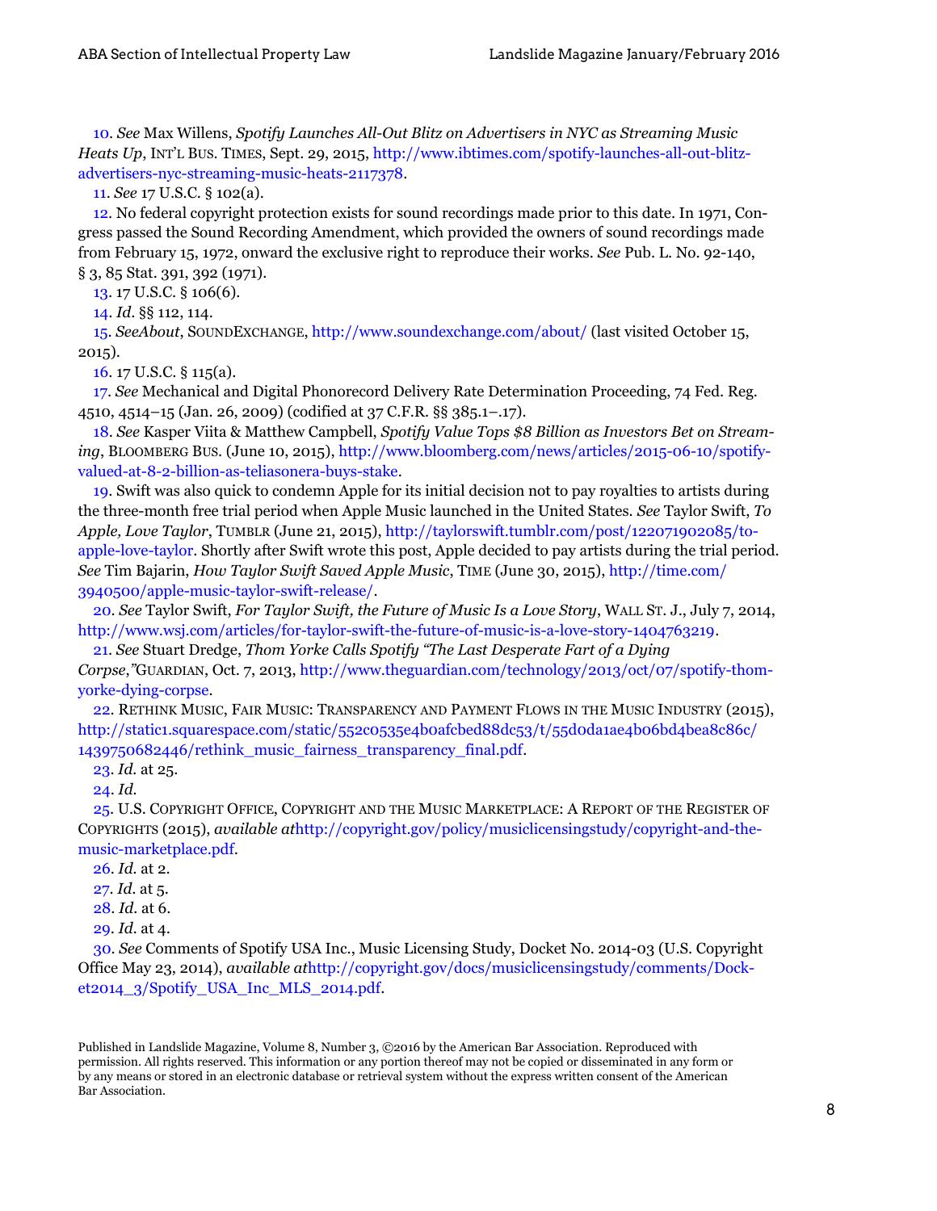10. *See* Max Willens, *Spotify Launches All-Out Blitz on Advertisers in NYC as Streaming Music Heats Up*, INT'L BUS. TIMES, Sept. 29, 2015, http://www.ibtimes.com/spotify-launches-all-out-blitz-advertisers-nyc-streaming-music-heats-2117378.

11. *See* 17 U.S.C. § 102(a).

12. No federal copyright protection exists for sound recordings made prior to this date. In 1971, Congress passed the Sound Recording Amendment, which provided the owners of sound recordings made from February 15, 1972, onward the exclusive right to reproduce their works. *See* Pub. L. No. 92-140, § 3, 85 Stat. 391, 392 (1971).

13. 17 U.S.C. § 106(6).

14. *Id.* §§ 112, 114.

15. *SeeAbout*, SOUNDEXCHANGE, http://www.soundexchange.com/about/ (last visited October 15, 2015).

16. 17 U.S.C. § 115(a).

17. *See* Mechanical and Digital Phonorecord Delivery Rate Determination Proceeding, 74 Fed. Reg. 4510, 4514–15 (Jan. 26, 2009) (codified at 37 C.F.R. §§ 385.1–.17).

18. *See* Kasper Viita & Matthew Campbell, *Spotify Value Tops $8 Billion as Investors Bet on Streaming*, BLOOMBERG BUS. (June 10, 2015), http://www.bloomberg.com/news/articles/2015-06-10/spotify-valued-at-8-2-billion-as-teliasonera-buys-stake.

19. Swift was also quick to condemn Apple for its initial decision not to pay royalties to artists during the three-month free trial period when Apple Music launched in the United States. *See* Taylor Swift, *To Apple, Love Taylor*, TUMBLR (June 21, 2015), http://taylorswift.tumblr.com/post/122071902085/to-apple-love-taylor. Shortly after Swift wrote this post, Apple decided to pay artists during the trial period. *See* Tim Bajarin, *How Taylor Swift Saved Apple Music*, TIME (June 30, 2015), http://time.com/3940500/apple-music-taylor-swift-release/.

20. *See* Taylor Swift, *For Taylor Swift, the Future of Music Is a Love Story*, WALL ST. J., July 7, 2014, http://www.wsj.com/articles/for-taylor-swift-the-future-of-music-is-a-love-story-1404763219.

21. *See* Stuart Dredge, *Thom Yorke Calls Spotify "The Last Desperate Fart of a Dying Corpse*,*"*GUARDIAN, Oct. 7, 2013, http://www.theguardian.com/technology/2013/oct/07/spotify-thom-yorke-dying-corpse.

22. RETHINK MUSIC, FAIR MUSIC: TRANSPARENCY AND PAYMENT FLOWS IN THE MUSIC INDUSTRY (2015), http://static1.squarespace.com/static/552c0535e4b0afcbed88dc53/t/55d0da1ae4b06bd4bea8c86c/1439750682446/rethink_music_fairness_transparency_final.pdf.

23. *Id.* at 25.

24. *Id.*

25. U.S. COPYRIGHT OFFICE, COPYRIGHT AND THE MUSIC MARKETPLACE: A REPORT OF THE REGISTER OF COPYRIGHTS (2015), *available at*http://copyright.gov/policy/musiclicensingstudy/copyright-and-the-music-marketplace.pdf.

26. *Id.* at 2.

27. *Id.* at 5.

28. *Id.* at 6.

29. *Id.* at 4.

30. *See* Comments of Spotify USA Inc., Music Licensing Study, Docket No. 2014-03 (U.S. Copyright Office May 23, 2014), *available at*http://copyright.gov/docs/musiclicensingstudy/comments/Docket2014_3/Spotify_USA_Inc_MLS_2014.pdf.

Published in Landslide Magazine, Volume 8, Number 3, ©2016 by the American Bar Association. Reproduced with permission. All rights reserved. This information or any portion thereof may not be copied or disseminated in any form or by any means or stored in an electronic database or retrieval system without the express written consent of the American Bar Association.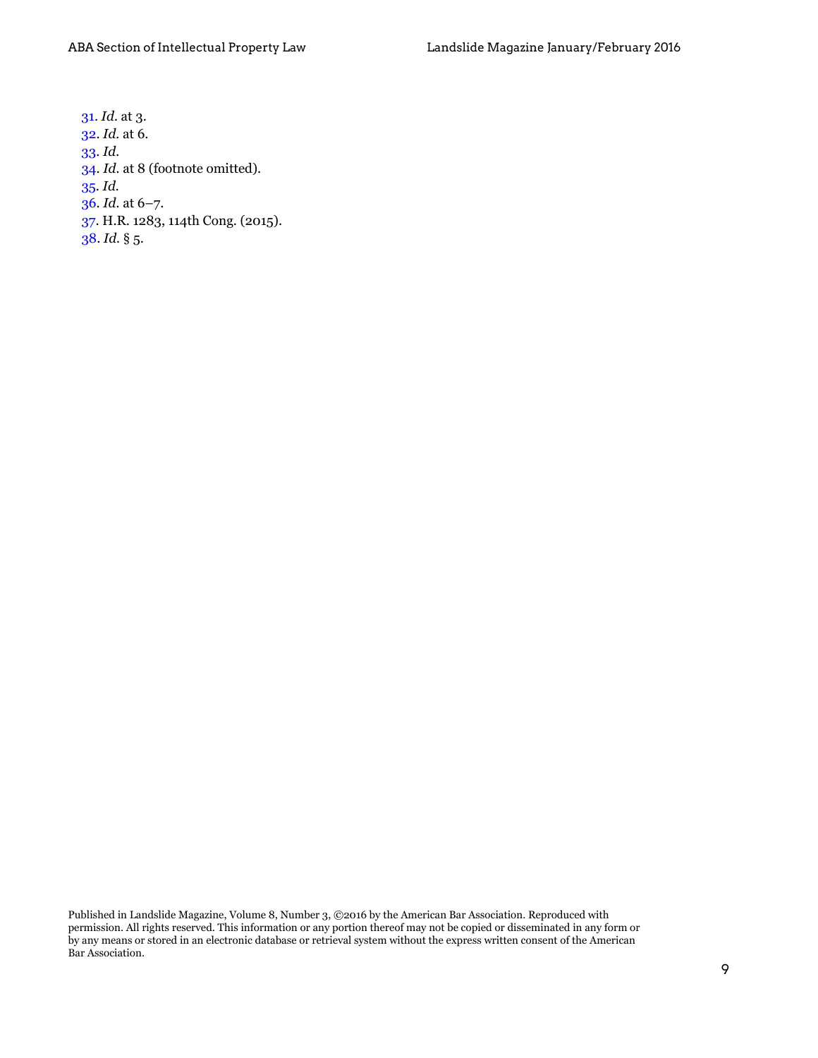31. *Id.* at 3.
32. *Id.* at 6.
33. *Id.*
34. *Id.* at 8 (footnote omitted).
35. *Id.*
36. *Id.* at 6–7.
37. H.R. 1283, 114th Cong. (2015).
38. *Id.* § 5.

Published in Landslide Magazine, Volume 8, Number 3, ©2016 by the American Bar Association. Reproduced with permission. All rights reserved. This information or any portion thereof may not be copied or disseminated in any form or by any means or stored in an electronic database or retrieval system without the express written consent of the American Bar Association.